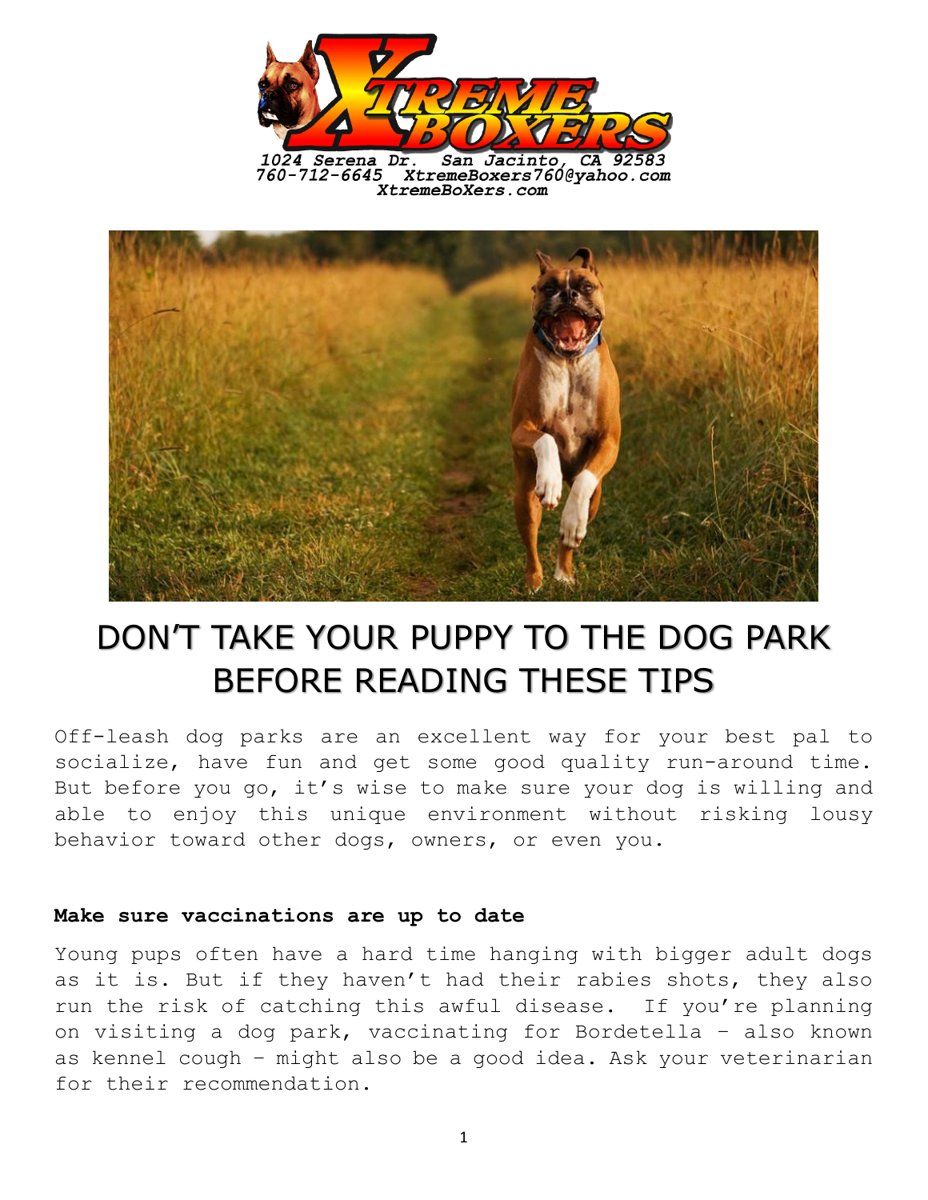1024 Serena Dr. San Jacinto, CA 92583
760-712-6645 XtremeBoxers760@yahoo.com
XtremeBoXers.com

# DON'T TAKE YOUR PUPPY TO THE DOG PARK BEFORE READING THESE TIPS

Off-leash dog parks are an excellent way for your best pal to socialize, have fun and get some good quality run-around time. But before you go, it's wise to make sure your dog is willing and able to enjoy this unique environment without risking lousy behavior toward other dogs, owners, or even you.

**Make sure vaccinations are up to date**

Young pups often have a hard time hanging with bigger adult dogs as it is. But if they haven't had their rabies shots, they also run the risk of catching this awful disease. If you're planning on visiting a dog park, vaccinating for Bordetella – also known as kennel cough – might also be a good idea. Ask your veterinarian for their recommendation.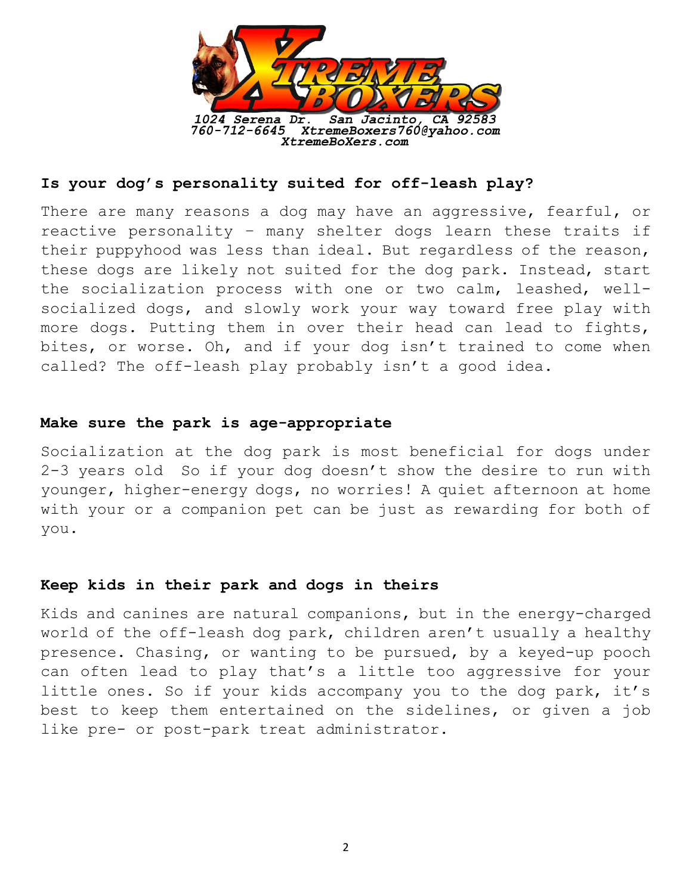1024 Serena Dr. San Jacinto, CA 92583
760-712-6645 XtremeBoxers760@yahoo.com
XtremeBoXers.com

**Is your dog's personality suited for off-leash play?**

There are many reasons a dog may have an aggressive, fearful, or reactive personality – many shelter dogs learn these traits if their puppyhood was less than ideal. But regardless of the reason, these dogs are likely not suited for the dog park. Instead, start the socialization process with one or two calm, leashed, well-socialized dogs, and slowly work your way toward free play with more dogs. Putting them in over their head can lead to fights, bites, or worse. Oh, and if your dog isn't trained to come when called? The off-leash play probably isn't a good idea.

**Make sure the park is age-appropriate**

Socialization at the dog park is most beneficial for dogs under 2-3 years old So if your dog doesn't show the desire to run with younger, higher-energy dogs, no worries! A quiet afternoon at home with your or a companion pet can be just as rewarding for both of you.

**Keep kids in their park and dogs in theirs**

Kids and canines are natural companions, but in the energy-charged world of the off-leash dog park, children aren't usually a healthy presence. Chasing, or wanting to be pursued, by a keyed-up pooch can often lead to play that's a little too aggressive for your little ones. So if your kids accompany you to the dog park, it's best to keep them entertained on the sidelines, or given a job like pre- or post-park treat administrator.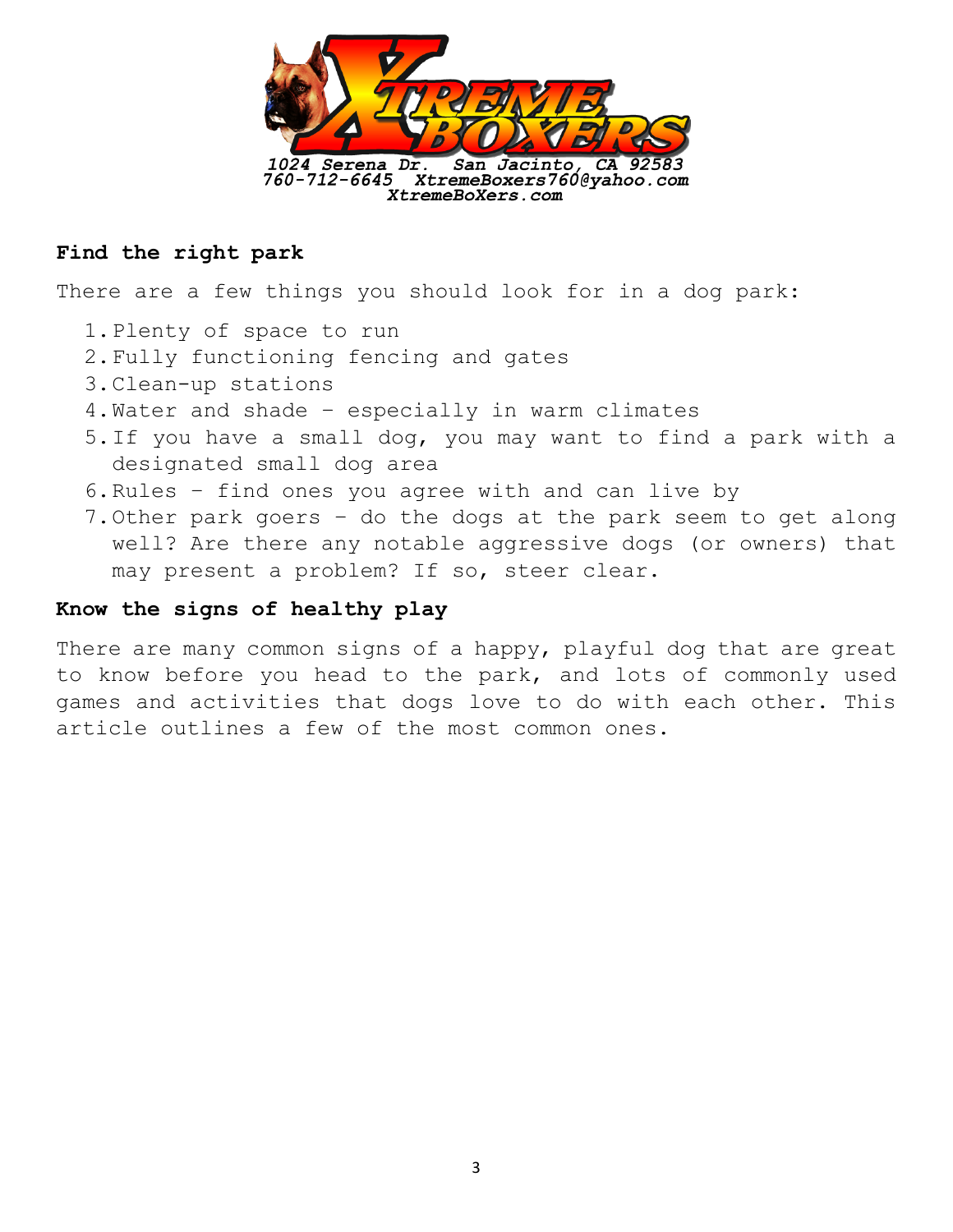1024 Serena Dr. San Jacinto, CA 92583
760-712-6645 XtremeBoxers760@yahoo.com
XtremeBoXers.com

## Find the right park

There are a few things you should look for in a dog park:

1. Plenty of space to run
2. Fully functioning fencing and gates
3. Clean-up stations
4. Water and shade – especially in warm climates
5. If you have a small dog, you may want to find a park with a designated small dog area
6. Rules – find ones you agree with and can live by
7. Other park goers – do the dogs at the park seem to get along well? Are there any notable aggressive dogs (or owners) that may present a problem? If so, steer clear.

## Know the signs of healthy play

There are many common signs of a happy, playful dog that are great to know before you head to the park, and lots of commonly used games and activities that dogs love to do with each other. This article outlines a few of the most common ones.